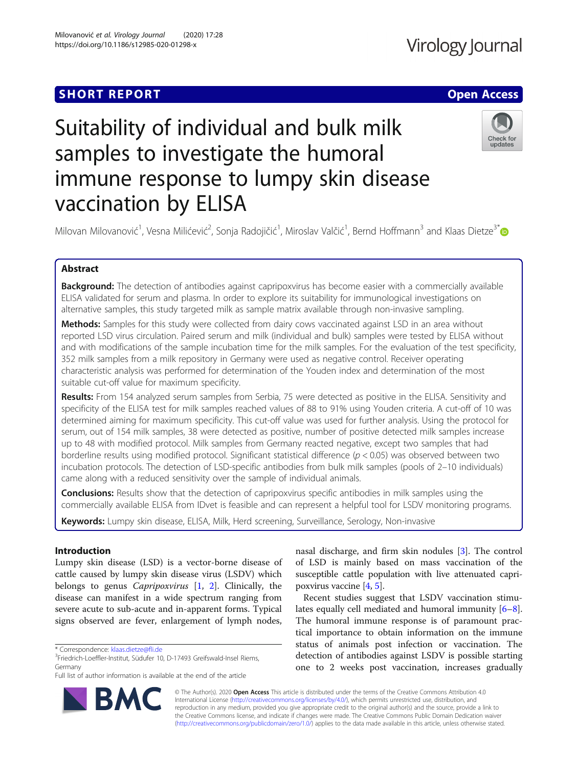SHORT REPORT

Open Access

# Suitability of individual and bulk milk samples to investigate the humoral immune response to lumpy skin disease vaccination by ELISA

Milovan Milovanović[1], Vesna Milićević[2], Sonja Radojičić[1], Miroslav Valčić[1], Bernd Hoffmann[3] and Klaas Dietze[3*]

## Abstract

**Background:** The detection of antibodies against capripoxvirus has become easier with a commercially available ELISA validated for serum and plasma. In order to explore its suitability for immunological investigations on alternative samples, this study targeted milk as sample matrix available through non-invasive sampling.

**Methods:** Samples for this study were collected from dairy cows vaccinated against LSD in an area without reported LSD virus circulation. Paired serum and milk (individual and bulk) samples were tested by ELISA without and with modifications of the sample incubation time for the milk samples. For the evaluation of the test specificity, 352 milk samples from a milk repository in Germany were used as negative control. Receiver operating characteristic analysis was performed for determination of the Youden index and determination of the most suitable cut-off value for maximum specificity.

**Results:** From 154 analyzed serum samples from Serbia, 75 were detected as positive in the ELISA. Sensitivity and specificity of the ELISA test for milk samples reached values of 88 to 91% using Youden criteria. A cut-off of 10 was determined aiming for maximum specificity. This cut-off value was used for further analysis. Using the protocol for serum, out of 154 milk samples, 38 were detected as positive, number of positive detected milk samples increase up to 48 with modified protocol. Milk samples from Germany reacted negative, except two samples that had borderline results using modified protocol. Significant statistical difference ($p < 0.05$) was observed between two incubation protocols. The detection of LSD-specific antibodies from bulk milk samples (pools of 2–10 individuals) came along with a reduced sensitivity over the sample of individual animals.

**Conclusions:** Results show that the detection of capripoxvirus specific antibodies in milk samples using the commercially available ELISA from IDvet is feasible and can represent a helpful tool for LSDV monitoring programs.

**Keywords:** Lumpy skin disease, ELISA, Milk, Herd screening, Surveillance, Serology, Non-invasive

## Introduction

Lumpy skin disease (LSD) is a vector-borne disease of cattle caused by lumpy skin disease virus (LSDV) which belongs to genus *Capripoxvirus* [1, 2]. Clinically, the disease can manifest in a wide spectrum ranging from severe acute to sub-acute and in-apparent forms. Typical signs observed are fever, enlargement of lymph nodes, nasal discharge, and firm skin nodules [3]. The control of LSD is mainly based on mass vaccination of the susceptible cattle population with live attenuated capripoxvirus vaccine [4, 5].

Recent studies suggest that LSDV vaccination stimulates equally cell mediated and humoral immunity [6–8]. The humoral immune response is of paramount practical importance to obtain information on the immune status of animals post infection or vaccination. The detection of antibodies against LSDV is possible starting one to 2 weeks post vaccination, increases gradually

* Correspondence: klaas.dietze@fli.de
[3]Friedrich-Loeffler-Institut, Südufer 10, D-17493 Greifswald-Insel Riems, Germany
Full list of author information is available at the end of the article

© The Author(s). 2020 **Open Access** This article is distributed under the terms of the Creative Commons Attribution 4.0 International License (http://creativecommons.org/licenses/by/4.0/), which permits unrestricted use, distribution, and reproduction in any medium, provided you give appropriate credit to the original author(s) and the source, provide a link to the Creative Commons license, and indicate if changes were made. The Creative Commons Public Domain Dedication waiver (http://creativecommons.org/publicdomain/zero/1.0/) applies to the data made available in this article, unless otherwise stated.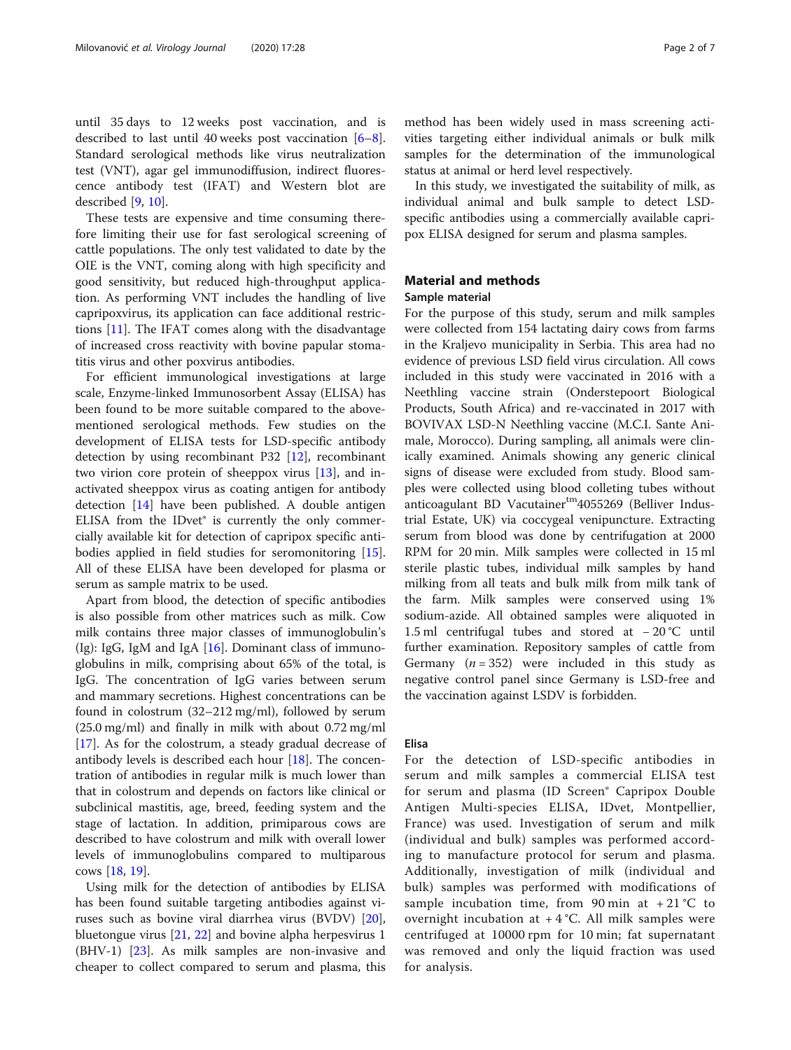until 35 days to 12 weeks post vaccination, and is described to last until 40 weeks post vaccination [6–8]. Standard serological methods like virus neutralization test (VNT), agar gel immunodiffusion, indirect fluorescence antibody test (IFAT) and Western blot are described [9, 10].

These tests are expensive and time consuming therefore limiting their use for fast serological screening of cattle populations. The only test validated to date by the OIE is the VNT, coming along with high specificity and good sensitivity, but reduced high-throughput application. As performing VNT includes the handling of live capripoxvirus, its application can face additional restrictions [11]. The IFAT comes along with the disadvantage of increased cross reactivity with bovine papular stomatitis virus and other poxvirus antibodies.

For efficient immunological investigations at large scale, Enzyme-linked Immunosorbent Assay (ELISA) has been found to be more suitable compared to the above-mentioned serological methods. Few studies on the development of ELISA tests for LSD-specific antibody detection by using recombinant P32 [12], recombinant two virion core protein of sheeppox virus [13], and inactivated sheeppox virus as coating antigen for antibody detection [14] have been published. A double antigen ELISA from the IDvet® is currently the only commercially available kit for detection of capripox specific antibodies applied in field studies for seromonitoring [15]. All of these ELISA have been developed for plasma or serum as sample matrix to be used.

Apart from blood, the detection of specific antibodies is also possible from other matrices such as milk. Cow milk contains three major classes of immunoglobulin's (Ig): IgG, IgM and IgA [16]. Dominant class of immunoglobulins in milk, comprising about 65% of the total, is IgG. The concentration of IgG varies between serum and mammary secretions. Highest concentrations can be found in colostrum (32–212 mg/ml), followed by serum (25.0 mg/ml) and finally in milk with about 0.72 mg/ml [17]. As for the colostrum, a steady gradual decrease of antibody levels is described each hour [18]. The concentration of antibodies in regular milk is much lower than that in colostrum and depends on factors like clinical or subclinical mastitis, age, breed, feeding system and the stage of lactation. In addition, primiparous cows are described to have colostrum and milk with overall lower levels of immunoglobulins compared to multiparous cows [18, 19].

Using milk for the detection of antibodies by ELISA has been found suitable targeting antibodies against viruses such as bovine viral diarrhea virus (BVDV) [20], bluetongue virus [21, 22] and bovine alpha herpesvirus 1 (BHV-1) [23]. As milk samples are non-invasive and cheaper to collect compared to serum and plasma, this method has been widely used in mass screening activities targeting either individual animals or bulk milk samples for the determination of the immunological status at animal or herd level respectively.

In this study, we investigated the suitability of milk, as individual animal and bulk sample to detect LSD-specific antibodies using a commercially available capripox ELISA designed for serum and plasma samples.

## Material and methods

### Sample material

For the purpose of this study, serum and milk samples were collected from 154 lactating dairy cows from farms in the Kraljevo municipality in Serbia. This area had no evidence of previous LSD field virus circulation. All cows included in this study were vaccinated in 2016 with a Neethling vaccine strain (Onderstepoort Biological Products, South Africa) and re-vaccinated in 2017 with BOVIVAX LSD-N Neethling vaccine (M.C.I. Sante Animale, Morocco). During sampling, all animals were clinically examined. Animals showing any generic clinical signs of disease were excluded from study. Blood samples were collected using blood colleting tubes without anticoagulant BD Vacutainer™4055269 (Belliver Industrial Estate, UK) via coccygeal venipuncture. Extracting serum from blood was done by centrifugation at 2000 RPM for 20 min. Milk samples were collected in 15 ml sterile plastic tubes, individual milk samples by hand milking from all teats and bulk milk from milk tank of the farm. Milk samples were conserved using 1% sodium-azide. All obtained samples were aliquoted in 1.5 ml centrifugal tubes and stored at − 20 °C until further examination. Repository samples of cattle from Germany ($n = 352$) were included in this study as negative control panel since Germany is LSD-free and the vaccination against LSDV is forbidden.

### Elisa

For the detection of LSD-specific antibodies in serum and milk samples a commercial ELISA test for serum and plasma (ID Screen® Capripox Double Antigen Multi-species ELISA, IDvet, Montpellier, France) was used. Investigation of serum and milk (individual and bulk) samples was performed according to manufacture protocol for serum and plasma. Additionally, investigation of milk (individual and bulk) samples was performed with modifications of sample incubation time, from 90 min at + 21 °C to overnight incubation at + 4 °C. All milk samples were centrifuged at 10000 rpm for 10 min; fat supernatant was removed and only the liquid fraction was used for analysis.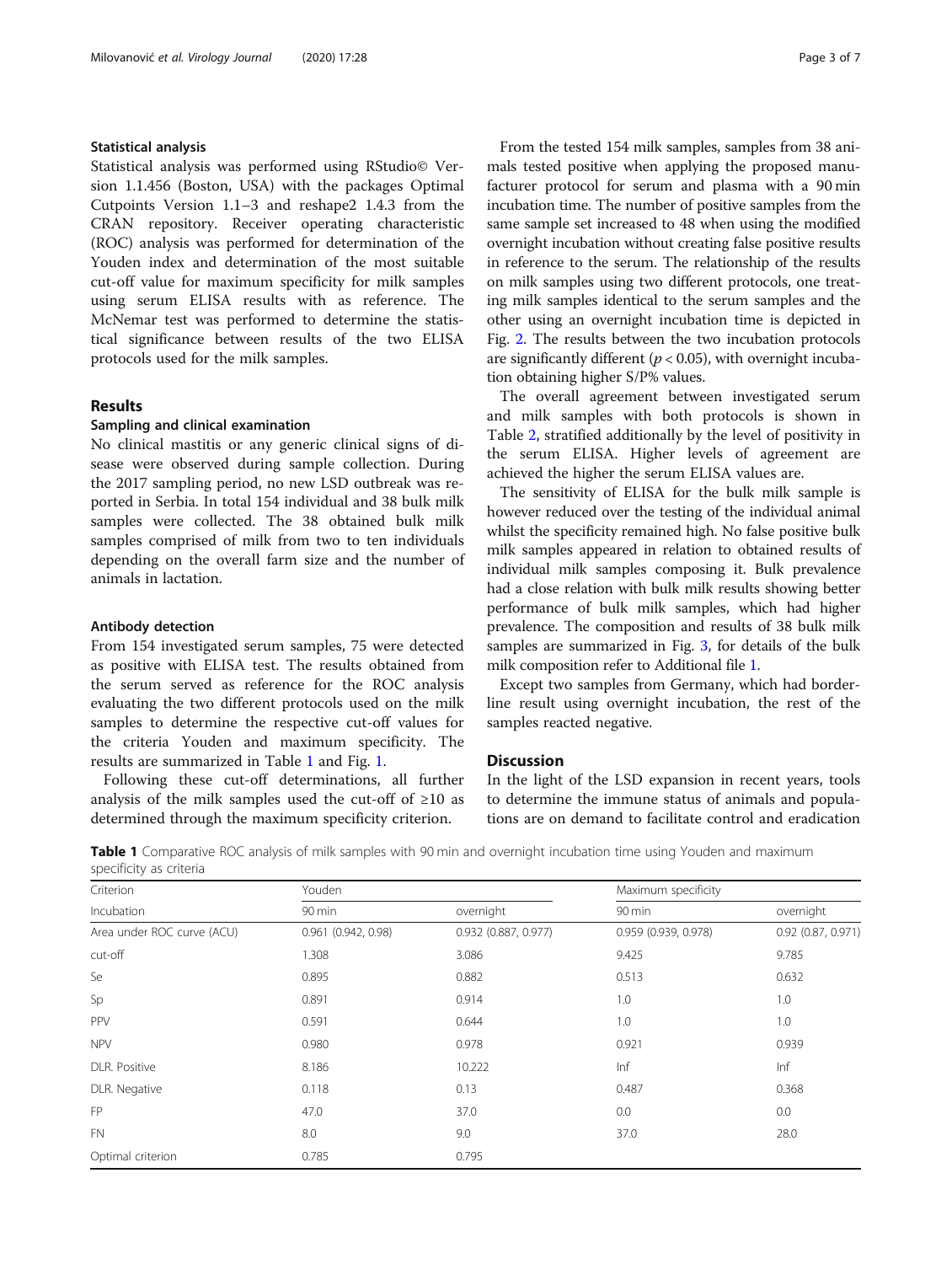### Statistical analysis

Statistical analysis was performed using RStudio© Version 1.1.456 (Boston, USA) with the packages Optimal Cutpoints Version 1.1–3 and reshape2 1.4.3 from the CRAN repository. Receiver operating characteristic (ROC) analysis was performed for determination of the Youden index and determination of the most suitable cut-off value for maximum specificity for milk samples using serum ELISA results with as reference. The McNemar test was performed to determine the statistical significance between results of the two ELISA protocols used for the milk samples.

## Results

### Sampling and clinical examination

No clinical mastitis or any generic clinical signs of disease were observed during sample collection. During the 2017 sampling period, no new LSD outbreak was reported in Serbia. In total 154 individual and 38 bulk milk samples were collected. The 38 obtained bulk milk samples comprised of milk from two to ten individuals depending on the overall farm size and the number of animals in lactation.

### Antibody detection

From 154 investigated serum samples, 75 were detected as positive with ELISA test. The results obtained from the serum served as reference for the ROC analysis evaluating the two different protocols used on the milk samples to determine the respective cut-off values for the criteria Youden and maximum specificity. The results are summarized in Table 1 and Fig. 1.

Following these cut-off determinations, all further analysis of the milk samples used the cut-off of ≥10 as determined through the maximum specificity criterion.

From the tested 154 milk samples, samples from 38 animals tested positive when applying the proposed manufacturer protocol for serum and plasma with a 90 min incubation time. The number of positive samples from the same sample set increased to 48 when using the modified overnight incubation without creating false positive results in reference to the serum. The relationship of the results on milk samples using two different protocols, one treating milk samples identical to the serum samples and the other using an overnight incubation time is depicted in Fig. 2. The results between the two incubation protocols are significantly different ($p < 0.05$), with overnight incubation obtaining higher S/P% values.

The overall agreement between investigated serum and milk samples with both protocols is shown in Table 2, stratified additionally by the level of positivity in the serum ELISA. Higher levels of agreement are achieved the higher the serum ELISA values are.

The sensitivity of ELISA for the bulk milk sample is however reduced over the testing of the individual animal whilst the specificity remained high. No false positive bulk milk samples appeared in relation to obtained results of individual milk samples composing it. Bulk prevalence had a close relation with bulk milk results showing better performance of bulk milk samples, which had higher prevalence. The composition and results of 38 bulk milk samples are summarized in Fig. 3, for details of the bulk milk composition refer to Additional file 1.

Except two samples from Germany, which had borderline result using overnight incubation, the rest of the samples reacted negative.

## Discussion

In the light of the LSD expansion in recent years, tools to determine the immune status of animals and populations are on demand to facilitate control and eradication

**Table 1** Comparative ROC analysis of milk samples with 90 min and overnight incubation time using Youden and maximum specificity as criteria

| Criterion | Youden | | Maximum specificity | |
|---|---|---|---|---|
| Incubation | 90 min | overnight | 90 min | overnight |
| Area under ROC curve (ACU) | 0.961 (0.942, 0.98) | 0.932 (0.887, 0.977) | 0.959 (0.939, 0.978) | 0.92 (0.87, 0.971) |
| cut-off | 1.308 | 3.086 | 9.425 | 9.785 |
| Se | 0.895 | 0.882 | 0.513 | 0.632 |
| Sp | 0.891 | 0.914 | 1.0 | 1.0 |
| PPV | 0.591 | 0.644 | 1.0 | 1.0 |
| NPV | 0.980 | 0.978 | 0.921 | 0.939 |
| DLR. Positive | 8.186 | 10.222 | Inf | Inf |
| DLR. Negative | 0.118 | 0.13 | 0.487 | 0.368 |
| FP | 47.0 | 37.0 | 0.0 | 0.0 |
| FN | 8.0 | 9.0 | 37.0 | 28.0 |
| Optimal criterion | 0.785 | 0.795 | | |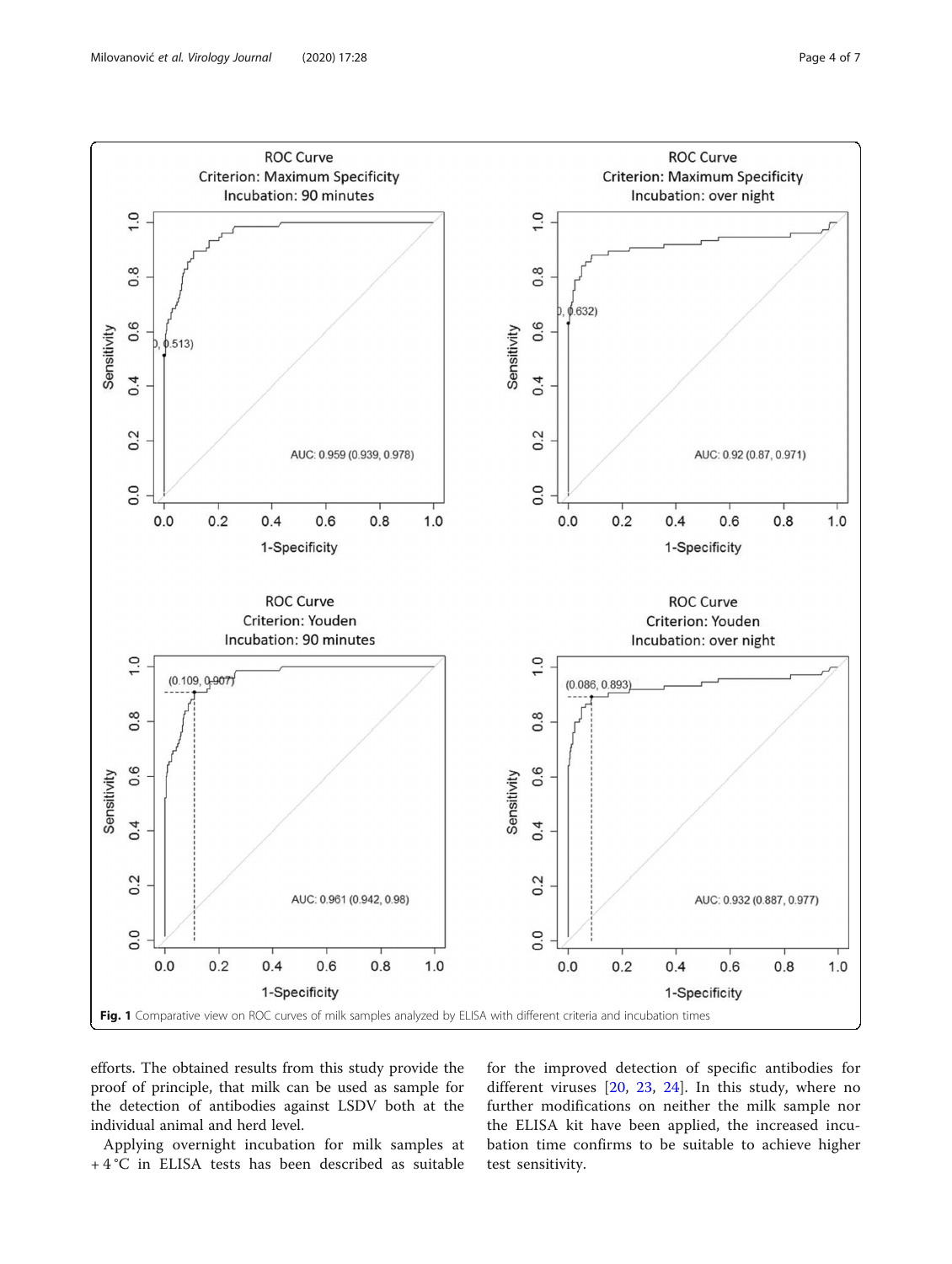Fig. 1 Comparative view on ROC curves of milk samples analyzed by ELISA with different criteria and incubation times

efforts. The obtained results from this study provide the proof of principle, that milk can be used as sample for the detection of antibodies against LSDV both at the individual animal and herd level.

Applying overnight incubation for milk samples at + 4 °C in ELISA tests has been described as suitable for the improved detection of specific antibodies for different viruses [20, 23, 24]. In this study, where no further modifications on neither the milk sample nor the ELISA kit have been applied, the increased incubation time confirms to be suitable to achieve higher test sensitivity.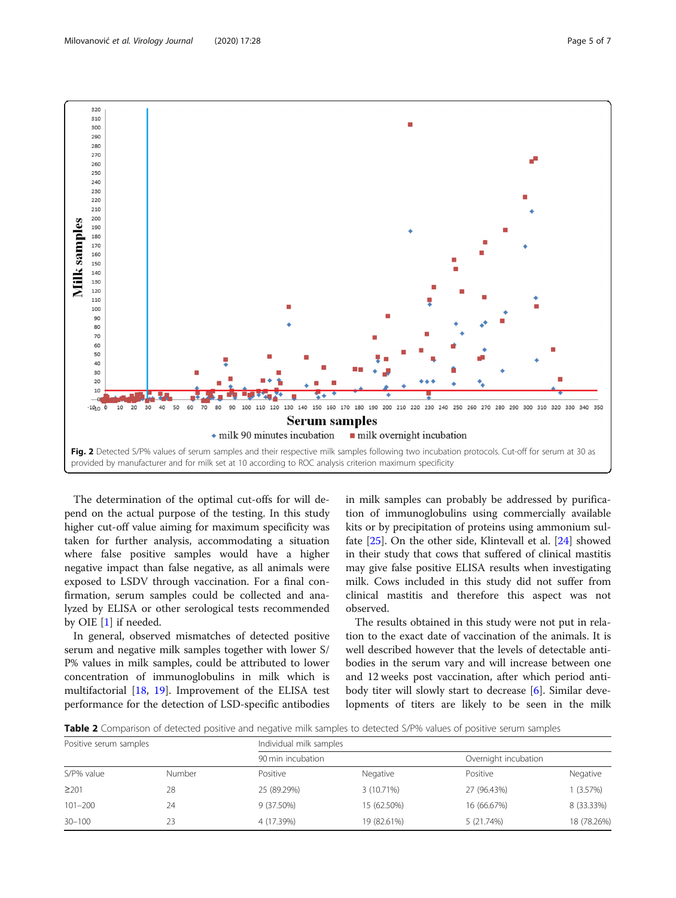**Fig. 2** Detected S/P% values of serum samples and their respective milk samples following two incubation protocols. Cut-off for serum at 30 as provided by manufacturer and for milk set at 10 according to ROC analysis criterion maximum specificity

The determination of the optimal cut-offs for will depend on the actual purpose of the testing. In this study higher cut-off value aiming for maximum specificity was taken for further analysis, accommodating a situation where false positive samples would have a higher negative impact than false negative, as all animals were exposed to LSDV through vaccination. For a final confirmation, serum samples could be collected and analyzed by ELISA or other serological tests recommended by OIE [1] if needed.

In general, observed mismatches of detected positive serum and negative milk samples together with lower S/P% values in milk samples, could be attributed to lower concentration of immunoglobulins in milk which is multifactorial [18, 19]. Improvement of the ELISA test performance for the detection of LSD-specific antibodies in milk samples can probably be addressed by purification of immunoglobulins using commercially available kits or by precipitation of proteins using ammonium sulfate [25]. On the other side, Klintevall et al. [24] showed in their study that cows that suffered of clinical mastitis may give false positive ELISA results when investigating milk. Cows included in this study did not suffer from clinical mastitis and therefore this aspect was not observed.

The results obtained in this study were not put in relation to the exact date of vaccination of the animals. It is well described however that the levels of detectable antibodies in the serum vary and will increase between one and 12 weeks post vaccination, after which period antibody titer will slowly start to decrease [6]. Similar developments of titers are likely to be seen in the milk

**Table 2** Comparison of detected positive and negative milk samples to detected S/P% values of positive serum samples

| Positive serum samples | | Individual milk samples | | | |
|---|---|---|---|---|---|
| | | 90 min incubation | | Overnight incubation | |
| S/P% value | Number | Positive | Negative | Positive | Negative |
| ≥201 | 28 | 25 (89.29%) | 3 (10.71%) | 27 (96.43%) | 1 (3.57%) |
| 101–200 | 24 | 9 (37.50%) | 15 (62.50%) | 16 (66.67%) | 8 (33.33%) |
| 30–100 | 23 | 4 (17.39%) | 19 (82.61%) | 5 (21.74%) | 18 (78.26%) |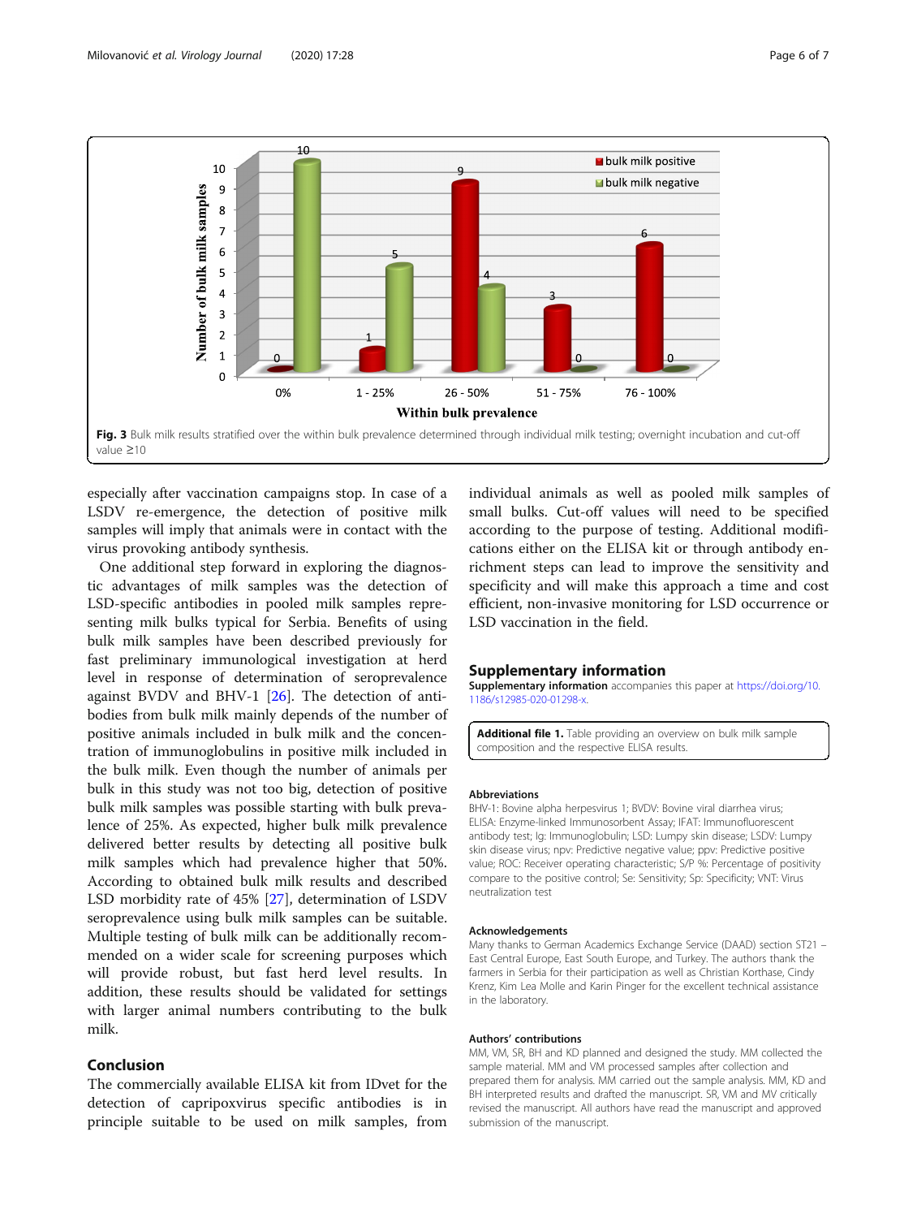Fig. 3 Bulk milk results stratified over the within bulk prevalence determined through individual milk testing; overnight incubation and cut-off value ≥10

especially after vaccination campaigns stop. In case of a LSDV re-emergence, the detection of positive milk samples will imply that animals were in contact with the virus provoking antibody synthesis.

One additional step forward in exploring the diagnostic advantages of milk samples was the detection of LSD-specific antibodies in pooled milk samples representing milk bulks typical for Serbia. Benefits of using bulk milk samples have been described previously for fast preliminary immunological investigation at herd level in response of determination of seroprevalence against BVDV and BHV-1 [26]. The detection of antibodies from bulk milk mainly depends of the number of positive animals included in bulk milk and the concentration of immunoglobulins in positive milk included in the bulk milk. Even though the number of animals per bulk in this study was not too big, detection of positive bulk milk samples was possible starting with bulk prevalence of 25%. As expected, higher bulk milk prevalence delivered better results by detecting all positive bulk milk samples which had prevalence higher that 50%. According to obtained bulk milk results and described LSD morbidity rate of 45% [27], determination of LSDV seroprevalence using bulk milk samples can be suitable. Multiple testing of bulk milk can be additionally recommended on a wider scale for screening purposes which will provide robust, but fast herd level results. In addition, these results should be validated for settings with larger animal numbers contributing to the bulk milk.

## Conclusion

The commercially available ELISA kit from IDvet for the detection of capripoxvirus specific antibodies is in principle suitable to be used on milk samples, from individual animals as well as pooled milk samples of small bulks. Cut-off values will need to be specified according to the purpose of testing. Additional modifications either on the ELISA kit or through antibody enrichment steps can lead to improve the sensitivity and specificity and will make this approach a time and cost efficient, non-invasive monitoring for LSD occurrence or LSD vaccination in the field.

## Supplementary information

**Supplementary information** accompanies this paper at https://doi.org/10.1186/s12985-020-01298-x.

**Additional file 1.** Table providing an overview on bulk milk sample composition and the respective ELISA results.

### Abbreviations

BHV-1: Bovine alpha herpesvirus 1; BVDV: Bovine viral diarrhea virus; ELISA: Enzyme-linked Immunosorbent Assay; IFAT: Immunofluorescent antibody test; Ig: Immunoglobulin; LSD: Lumpy skin disease; LSDV: Lumpy skin disease virus; npv: Predictive negative value; ppv: Predictive positive value; ROC: Receiver operating characteristic; S/P %: Percentage of positivity compare to the positive control; Se: Sensitivity; Sp: Specificity; VNT: Virus neutralization test

### Acknowledgements

Many thanks to German Academics Exchange Service (DAAD) section ST21 – East Central Europe, East South Europe, and Turkey. The authors thank the farmers in Serbia for their participation as well as Christian Korthase, Cindy Krenz, Kim Lea Molle and Karin Pinger for the excellent technical assistance in the laboratory.

### Authors' contributions

MM, VM, SR, BH and KD planned and designed the study. MM collected the sample material. MM and VM processed samples after collection and prepared them for analysis. MM carried out the sample analysis. MM, KD and BH interpreted results and drafted the manuscript. SR, VM and MV critically revised the manuscript. All authors have read the manuscript and approved submission of the manuscript.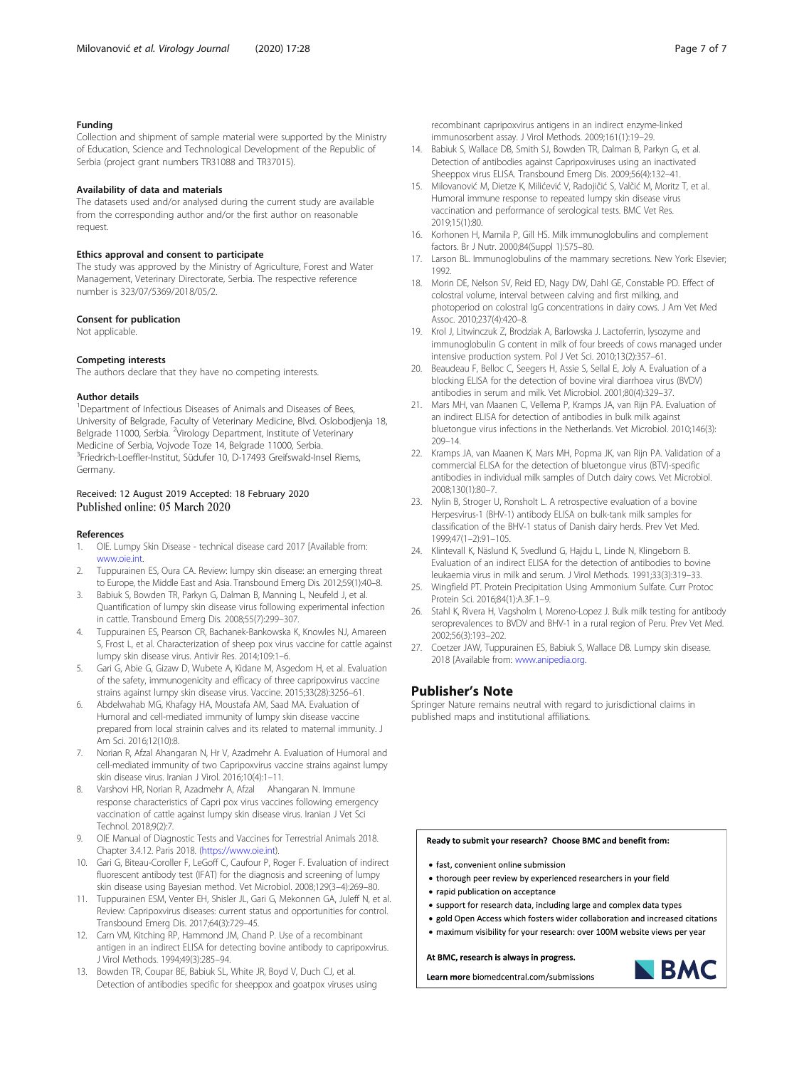## Funding

Collection and shipment of sample material were supported by the Ministry of Education, Science and Technological Development of the Republic of Serbia (project grant numbers TR31088 and TR37015).

## Availability of data and materials

The datasets used and/or analysed during the current study are available from the corresponding author and/or the first author on reasonable request.

## Ethics approval and consent to participate

The study was approved by the Ministry of Agriculture, Forest and Water Management, Veterinary Directorate, Serbia. The respective reference number is 323/07/5369/2018/05/2.

## Consent for publication

Not applicable.

## Competing interests

The authors declare that they have no competing interests.

## Author details

[1]Department of Infectious Diseases of Animals and Diseases of Bees, University of Belgrade, Faculty of Veterinary Medicine, Blvd. Oslobodjenja 18, Belgrade 11000, Serbia. [2]Virology Department, Institute of Veterinary Medicine of Serbia, Vojvode Toze 14, Belgrade 11000, Serbia. [3]Friedrich-Loeffler-Institut, Südufer 10, D-17493 Greifswald-Insel Riems, Germany.

Received: 12 August 2019 Accepted: 18 February 2020
Published online: 05 March 2020

## References

1. OIE. Lumpy Skin Disease - technical disease card 2017 [Available from: www.oie.int.
2. Tuppurainen ES, Oura CA. Review: lumpy skin disease: an emerging threat to Europe, the Middle East and Asia. Transbound Emerg Dis. 2012;59(1):40–8.
3. Babiuk S, Bowden TR, Parkyn G, Dalman B, Manning L, Neufeld J, et al. Quantification of lumpy skin disease virus following experimental infection in cattle. Transbound Emerg Dis. 2008;55(7):299–307.
4. Tuppurainen ES, Pearson CR, Bachanek-Bankowska K, Knowles NJ, Amareen S, Frost L, et al. Characterization of sheep pox virus vaccine for cattle against lumpy skin disease virus. Antivir Res. 2014;109:1–6.
5. Gari G, Abie G, Gizaw D, Wubete A, Kidane M, Asgedom H, et al. Evaluation of the safety, immunogenicity and efficacy of three capripoxvirus vaccine strains against lumpy skin disease virus. Vaccine. 2015;33(28):3256–61.
6. Abdelwahab MG, Khafagy HA, Moustafa AM, Saad MA. Evaluation of Humoral and cell-mediated immunity of lumpy skin disease vaccine prepared from local strainin calves and its related to maternal immunity. J Am Sci. 2016;12(10):8.
7. Norian R, Afzal Ahangaran N, Hr V, Azadmehr A. Evaluation of Humoral and cell-mediated immunity of two Capripoxvirus vaccine strains against lumpy skin disease virus. Iranian J Virol. 2016;10(4):1–11.
8. Varshovi HR, Norian R, Azadmehr A, Afzal Ahangaran N. Immune response characteristics of Capri pox virus vaccines following emergency vaccination of cattle against lumpy skin disease virus. Iranian J Vet Sci Technol. 2018;9(2):7.
9. OIE Manual of Diagnostic Tests and Vaccines for Terrestrial Animals 2018. Chapter 3.4.12. Paris 2018. (https://www.oie.int).
10. Gari G, Biteau-Coroller F, LeGoff C, Caufour P, Roger F. Evaluation of indirect fluorescent antibody test (IFAT) for the diagnosis and screening of lumpy skin disease using Bayesian method. Vet Microbiol. 2008;129(3–4):269–80.
11. Tuppurainen ESM, Venter EH, Shisler JL, Gari G, Mekonnen GA, Juleff N, et al. Review: Capripoxvirus diseases: current status and opportunities for control. Transbound Emerg Dis. 2017;64(3):729–45.
12. Carn VM, Kitching RP, Hammond JM, Chand P. Use of a recombinant antigen in an indirect ELISA for detecting bovine antibody to capripoxvirus. J Virol Methods. 1994;49(3):285–94.
13. Bowden TR, Coupar BE, Babiuk SL, White JR, Boyd V, Duch CJ, et al. Detection of antibodies specific for sheeppox and goatpox viruses using recombinant capripoxvirus antigens in an indirect enzyme-linked immunosorbent assay. J Virol Methods. 2009;161(1):19–29.
14. Babiuk S, Wallace DB, Smith SJ, Bowden TR, Dalman B, Parkyn G, et al. Detection of antibodies against Capripoxviruses using an inactivated Sheeppox virus ELISA. Transbound Emerg Dis. 2009;56(4):132–41.
15. Milovanović M, Dietze K, Milićević V, Radojičić S, Valčić M, Moritz T, et al. Humoral immune response to repeated lumpy skin disease virus vaccination and performance of serological tests. BMC Vet Res. 2019;15(1):80.
16. Korhonen H, Marnila P, Gill HS. Milk immunoglobulins and complement factors. Br J Nutr. 2000;84(Suppl 1):S75–80.
17. Larson BL. Immunoglobulins of the mammary secretions. New York: Elsevier; 1992.
18. Morin DE, Nelson SV, Reid ED, Nagy DW, Dahl GE, Constable PD. Effect of colostral volume, interval between calving and first milking, and photoperiod on colostral IgG concentrations in dairy cows. J Am Vet Med Assoc. 2010;237(4):420–8.
19. Krol J, Litwinczuk Z, Brodziak A, Barlowska J. Lactoferrin, lysozyme and immunoglobulin G content in milk of four breeds of cows managed under intensive production system. Pol J Vet Sci. 2010;13(2):357–61.
20. Beaudeau F, Belloc C, Seegers H, Assie S, Sellal E, Joly A. Evaluation of a blocking ELISA for the detection of bovine viral diarrhoea virus (BVDV) antibodies in serum and milk. Vet Microbiol. 2001;80(4):329–37.
21. Mars MH, van Maanen C, Vellema P, Kramps JA, van Rijn PA. Evaluation of an indirect ELISA for detection of antibodies in bulk milk against bluetongue virus infections in the Netherlands. Vet Microbiol. 2010;146(3):209–14.
22. Kramps JA, van Maanen K, Mars MH, Popma JK, van Rijn PA. Validation of a commercial ELISA for the detection of bluetongue virus (BTV)-specific antibodies in individual milk samples of Dutch dairy cows. Vet Microbiol. 2008;130(1):80–7.
23. Nylin B, Stroger U, Ronsholt L. A retrospective evaluation of a bovine Herpesvirus-1 (BHV-1) antibody ELISA on bulk-tank milk samples for classification of the BHV-1 status of Danish dairy herds. Prev Vet Med. 1999;47(1–2):91–105.
24. Klintevall K, Näslund K, Svedlund G, Hajdu L, Linde N, Klingeborn B. Evaluation of an indirect ELISA for the detection of antibodies to bovine leukaemia virus in milk and serum. J Virol Methods. 1991;33(3):319–33.
25. Wingfield PT. Protein Precipitation Using Ammonium Sulfate. Curr Protoc Protein Sci. 2016;84(1):A.3F.1–9.
26. Stahl K, Rivera H, Vagsholm I, Moreno-Lopez J. Bulk milk testing for antibody seroprevalences to BVDV and BHV-1 in a rural region of Peru. Prev Vet Med. 2002;56(3):193–202.
27. Coetzer JAW, Tuppurainen ES, Babiuk S, Wallace DB. Lumpy skin disease. 2018 [Available from: www.anipedia.org.

## Publisher's Note

Springer Nature remains neutral with regard to jurisdictional claims in published maps and institutional affiliations.

**Ready to submit your research? Choose BMC and benefit from:**

- fast, convenient online submission
- thorough peer review by experienced researchers in your field
- rapid publication on acceptance
- support for research data, including large and complex data types
- gold Open Access which fosters wider collaboration and increased citations
- maximum visibility for your research: over 100M website views per year

**At BMC, research is always in progress.**

**Learn more** biomedcentral.com/submissions